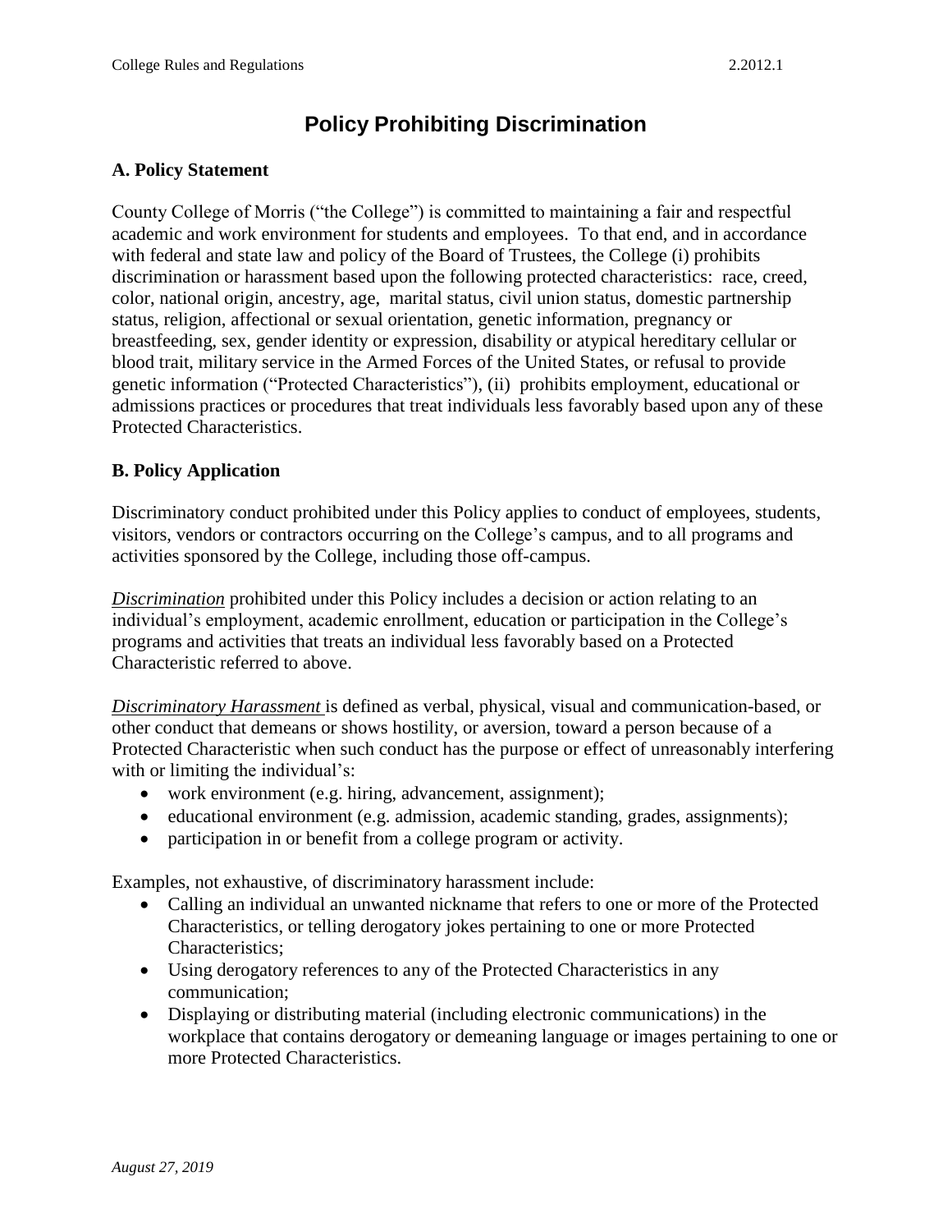# Policy Prohibiting Discrimination

## A. Policy Statement

County College of Morris ("the College") is committed to maintaining a fair and respectful academic and work environment for students and employees. To that end, and in accordance with federal and state law and policy of the Board of Trustees, the College (i) prohibits discrimination or harassment based upon the following protected characteristics: race, creed, color, national origin, ancestry, age, marital status, civil union status, domestic partnership status, religion, affectional or sexual orientation, genetic information, pregnancy or breastfeeding, sex, gender identity or expression, disability or atypical hereditary cellular or blood trait, military service in the Armed Forces of the United States, or refusal to provide genetic information ("Protected Characteristics"), (ii) prohibits employment, educational or admissions practices or procedures that treat individuals less favorably based upon any of these Protected Characteristics.

## B. Policy Application

Discriminatory conduct prohibited under this Policy applies to conduct of employees, students, visitors, vendors or contractors occurring on the College's campus, and to all programs and activities sponsored by the College, including those off-campus.

***Discrimination*** prohibited under this Policy includes a decision or action relating to an individual's employment, academic enrollment, education or participation in the College's programs and activities that treats an individual less favorably based on a Protected Characteristic referred to above.

***Discriminatory Harassment*** is defined as verbal, physical, visual and communication-based, or other conduct that demeans or shows hostility, or aversion, toward a person because of a Protected Characteristic when such conduct has the purpose or effect of unreasonably interfering with or limiting the individual's:

- work environment (e.g. hiring, advancement, assignment);
- educational environment (e.g. admission, academic standing, grades, assignments);
- participation in or benefit from a college program or activity.

Examples, not exhaustive, of discriminatory harassment include:

- Calling an individual an unwanted nickname that refers to one or more of the Protected Characteristics, or telling derogatory jokes pertaining to one or more Protected Characteristics;
- Using derogatory references to any of the Protected Characteristics in any communication;
- Displaying or distributing material (including electronic communications) in the workplace that contains derogatory or demeaning language or images pertaining to one or more Protected Characteristics.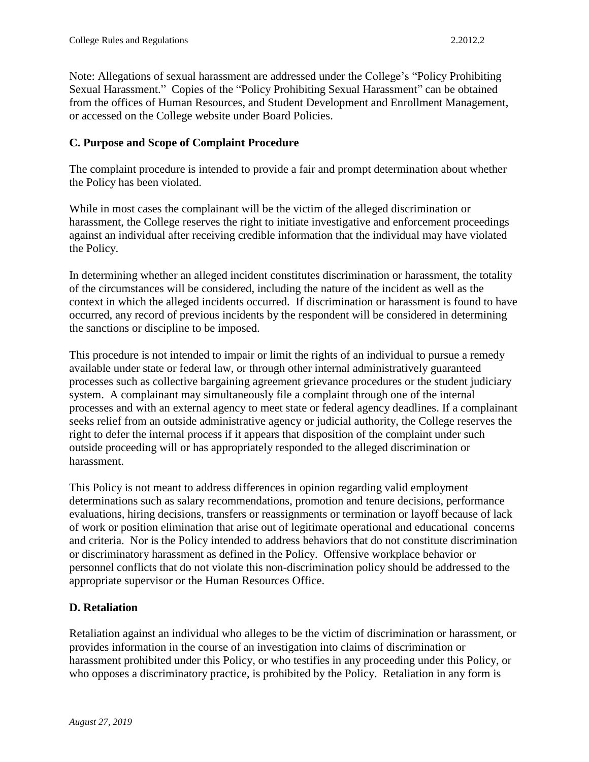Note: Allegations of sexual harassment are addressed under the College's "Policy Prohibiting Sexual Harassment." Copies of the "Policy Prohibiting Sexual Harassment" can be obtained from the offices of Human Resources, and Student Development and Enrollment Management, or accessed on the College website under Board Policies.

**C. Purpose and Scope of Complaint Procedure**

The complaint procedure is intended to provide a fair and prompt determination about whether the Policy has been violated.

While in most cases the complainant will be the victim of the alleged discrimination or harassment, the College reserves the right to initiate investigative and enforcement proceedings against an individual after receiving credible information that the individual may have violated the Policy.

In determining whether an alleged incident constitutes discrimination or harassment, the totality of the circumstances will be considered, including the nature of the incident as well as the context in which the alleged incidents occurred. If discrimination or harassment is found to have occurred, any record of previous incidents by the respondent will be considered in determining the sanctions or discipline to be imposed.

This procedure is not intended to impair or limit the rights of an individual to pursue a remedy available under state or federal law, or through other internal administratively guaranteed processes such as collective bargaining agreement grievance procedures or the student judiciary system. A complainant may simultaneously file a complaint through one of the internal processes and with an external agency to meet state or federal agency deadlines. If a complainant seeks relief from an outside administrative agency or judicial authority, the College reserves the right to defer the internal process if it appears that disposition of the complaint under such outside proceeding will or has appropriately responded to the alleged discrimination or harassment.

This Policy is not meant to address differences in opinion regarding valid employment determinations such as salary recommendations, promotion and tenure decisions, performance evaluations, hiring decisions, transfers or reassignments or termination or layoff because of lack of work or position elimination that arise out of legitimate operational and educational concerns and criteria. Nor is the Policy intended to address behaviors that do not constitute discrimination or discriminatory harassment as defined in the Policy. Offensive workplace behavior or personnel conflicts that do not violate this non-discrimination policy should be addressed to the appropriate supervisor or the Human Resources Office.

**D. Retaliation**

Retaliation against an individual who alleges to be the victim of discrimination or harassment, or provides information in the course of an investigation into claims of discrimination or harassment prohibited under this Policy, or who testifies in any proceeding under this Policy, or who opposes a discriminatory practice, is prohibited by the Policy. Retaliation in any form is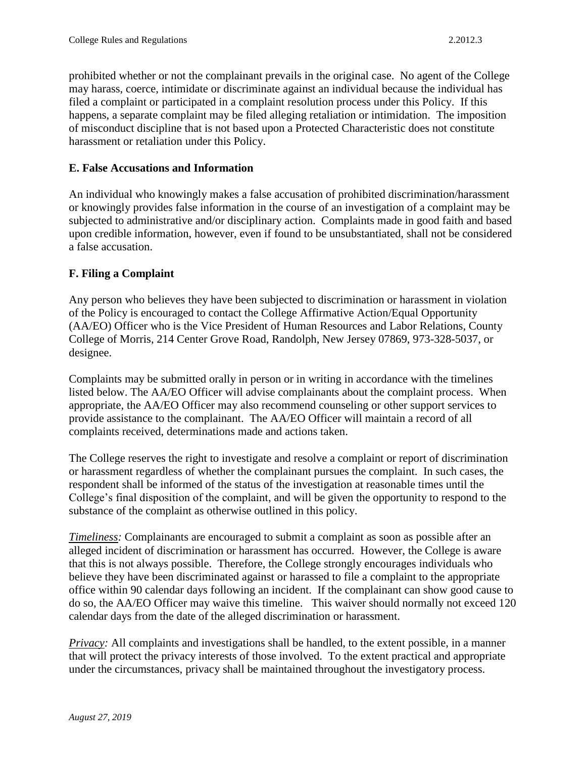prohibited whether or not the complainant prevails in the original case. No agent of the College may harass, coerce, intimidate or discriminate against an individual because the individual has filed a complaint or participated in a complaint resolution process under this Policy. If this happens, a separate complaint may be filed alleging retaliation or intimidation. The imposition of misconduct discipline that is not based upon a Protected Characteristic does not constitute harassment or retaliation under this Policy.

**E. False Accusations and Information**

An individual who knowingly makes a false accusation of prohibited discrimination/harassment or knowingly provides false information in the course of an investigation of a complaint may be subjected to administrative and/or disciplinary action. Complaints made in good faith and based upon credible information, however, even if found to be unsubstantiated, shall not be considered a false accusation.

**F. Filing a Complaint**

Any person who believes they have been subjected to discrimination or harassment in violation of the Policy is encouraged to contact the College Affirmative Action/Equal Opportunity (AA/EO) Officer who is the Vice President of Human Resources and Labor Relations, County College of Morris, 214 Center Grove Road, Randolph, New Jersey 07869, 973-328-5037, or designee.

Complaints may be submitted orally in person or in writing in accordance with the timelines listed below. The AA/EO Officer will advise complainants about the complaint process. When appropriate, the AA/EO Officer may also recommend counseling or other support services to provide assistance to the complainant. The AA/EO Officer will maintain a record of all complaints received, determinations made and actions taken.

The College reserves the right to investigate and resolve a complaint or report of discrimination or harassment regardless of whether the complainant pursues the complaint. In such cases, the respondent shall be informed of the status of the investigation at reasonable times until the College's final disposition of the complaint, and will be given the opportunity to respond to the substance of the complaint as otherwise outlined in this policy.

*Timeliness:* Complainants are encouraged to submit a complaint as soon as possible after an alleged incident of discrimination or harassment has occurred. However, the College is aware that this is not always possible. Therefore, the College strongly encourages individuals who believe they have been discriminated against or harassed to file a complaint to the appropriate office within 90 calendar days following an incident. If the complainant can show good cause to do so, the AA/EO Officer may waive this timeline. This waiver should normally not exceed 120 calendar days from the date of the alleged discrimination or harassment.

*Privacy:* All complaints and investigations shall be handled, to the extent possible, in a manner that will protect the privacy interests of those involved. To the extent practical and appropriate under the circumstances, privacy shall be maintained throughout the investigatory process.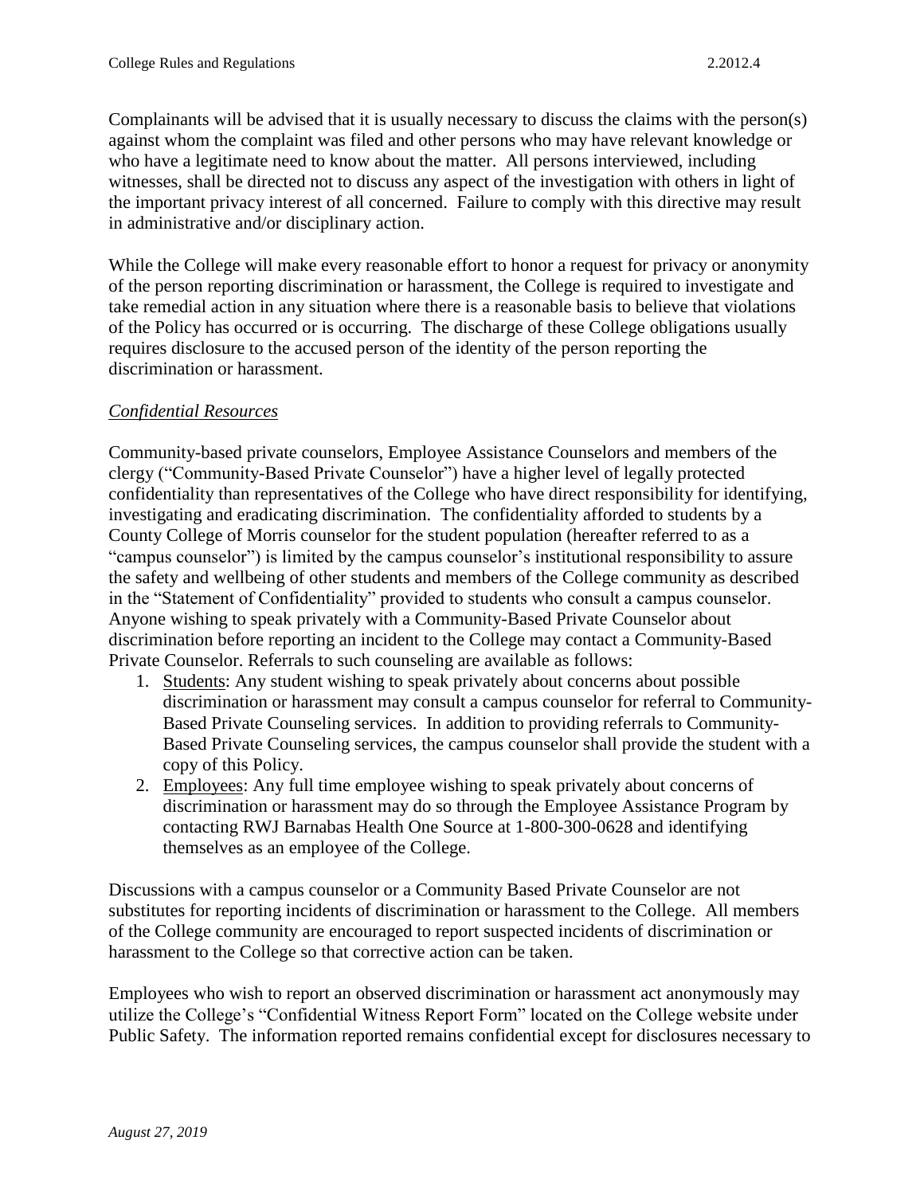Complainants will be advised that it is usually necessary to discuss the claims with the person(s) against whom the complaint was filed and other persons who may have relevant knowledge or who have a legitimate need to know about the matter. All persons interviewed, including witnesses, shall be directed not to discuss any aspect of the investigation with others in light of the important privacy interest of all concerned. Failure to comply with this directive may result in administrative and/or disciplinary action.

While the College will make every reasonable effort to honor a request for privacy or anonymity of the person reporting discrimination or harassment, the College is required to investigate and take remedial action in any situation where there is a reasonable basis to believe that violations of the Policy has occurred or is occurring. The discharge of these College obligations usually requires disclosure to the accused person of the identity of the person reporting the discrimination or harassment.

*Confidential Resources*

Community-based private counselors, Employee Assistance Counselors and members of the clergy ("Community-Based Private Counselor") have a higher level of legally protected confidentiality than representatives of the College who have direct responsibility for identifying, investigating and eradicating discrimination. The confidentiality afforded to students by a County College of Morris counselor for the student population (hereafter referred to as a "campus counselor") is limited by the campus counselor's institutional responsibility to assure the safety and wellbeing of other students and members of the College community as described in the "Statement of Confidentiality" provided to students who consult a campus counselor. Anyone wishing to speak privately with a Community-Based Private Counselor about discrimination before reporting an incident to the College may contact a Community-Based Private Counselor. Referrals to such counseling are available as follows:

1. Students: Any student wishing to speak privately about concerns about possible discrimination or harassment may consult a campus counselor for referral to Community-Based Private Counseling services. In addition to providing referrals to Community-Based Private Counseling services, the campus counselor shall provide the student with a copy of this Policy.
2. Employees: Any full time employee wishing to speak privately about concerns of discrimination or harassment may do so through the Employee Assistance Program by contacting RWJ Barnabas Health One Source at 1-800-300-0628 and identifying themselves as an employee of the College.

Discussions with a campus counselor or a Community Based Private Counselor are not substitutes for reporting incidents of discrimination or harassment to the College. All members of the College community are encouraged to report suspected incidents of discrimination or harassment to the College so that corrective action can be taken.

Employees who wish to report an observed discrimination or harassment act anonymously may utilize the College's "Confidential Witness Report Form" located on the College website under Public Safety. The information reported remains confidential except for disclosures necessary to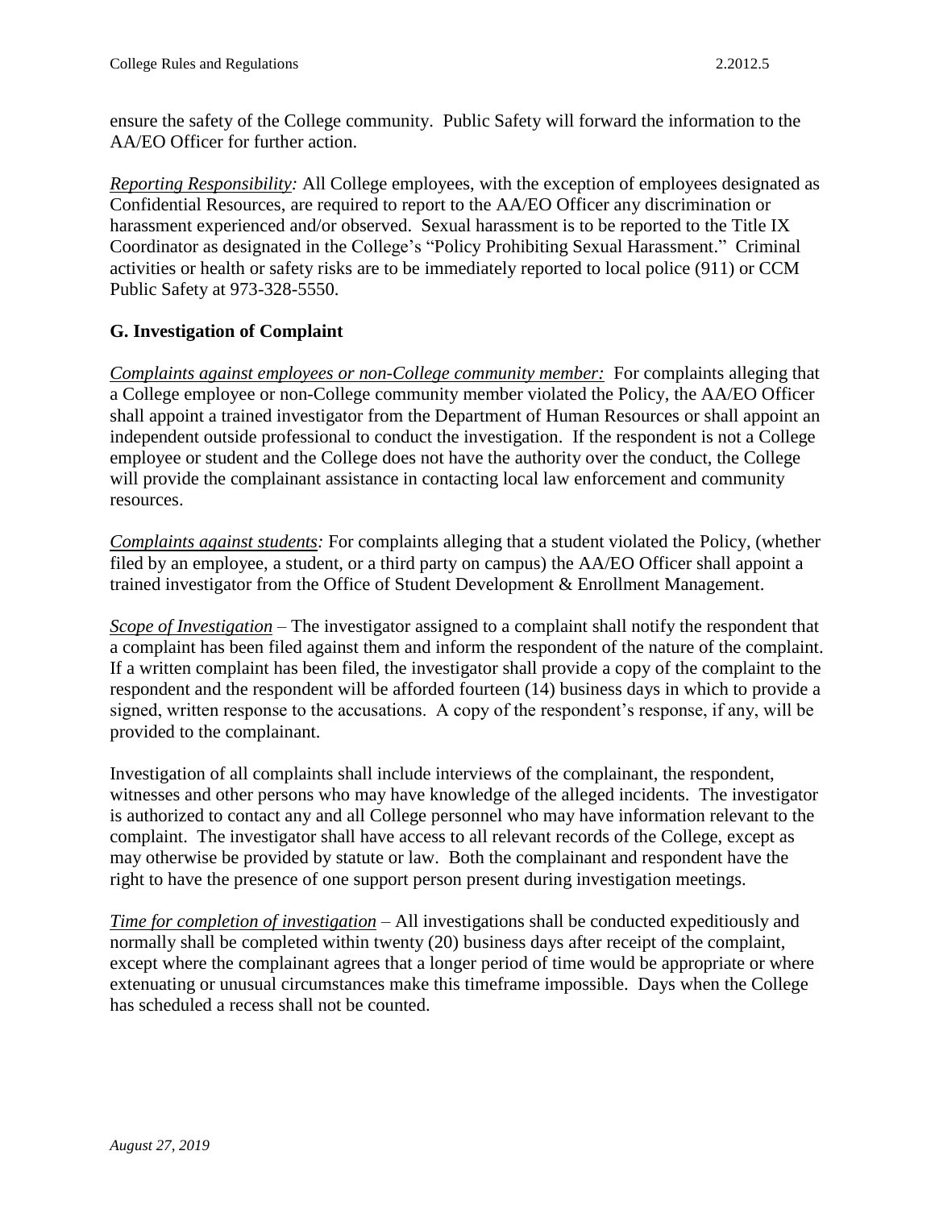ensure the safety of the College community. Public Safety will forward the information to the AA/EO Officer for further action.

*Reporting Responsibility:* All College employees, with the exception of employees designated as Confidential Resources, are required to report to the AA/EO Officer any discrimination or harassment experienced and/or observed. Sexual harassment is to be reported to the Title IX Coordinator as designated in the College's "Policy Prohibiting Sexual Harassment." Criminal activities or health or safety risks are to be immediately reported to local police (911) or CCM Public Safety at 973-328-5550.

### G. Investigation of Complaint

*Complaints against employees or non-College community member:* For complaints alleging that a College employee or non-College community member violated the Policy, the AA/EO Officer shall appoint a trained investigator from the Department of Human Resources or shall appoint an independent outside professional to conduct the investigation. If the respondent is not a College employee or student and the College does not have the authority over the conduct, the College will provide the complainant assistance in contacting local law enforcement and community resources.

*Complaints against students:* For complaints alleging that a student violated the Policy, (whether filed by an employee, a student, or a third party on campus) the AA/EO Officer shall appoint a trained investigator from the Office of Student Development & Enrollment Management.

*Scope of Investigation* – The investigator assigned to a complaint shall notify the respondent that a complaint has been filed against them and inform the respondent of the nature of the complaint. If a written complaint has been filed, the investigator shall provide a copy of the complaint to the respondent and the respondent will be afforded fourteen (14) business days in which to provide a signed, written response to the accusations. A copy of the respondent's response, if any, will be provided to the complainant.

Investigation of all complaints shall include interviews of the complainant, the respondent, witnesses and other persons who may have knowledge of the alleged incidents. The investigator is authorized to contact any and all College personnel who may have information relevant to the complaint. The investigator shall have access to all relevant records of the College, except as may otherwise be provided by statute or law. Both the complainant and respondent have the right to have the presence of one support person present during investigation meetings.

*Time for completion of investigation* – All investigations shall be conducted expeditiously and normally shall be completed within twenty (20) business days after receipt of the complaint, except where the complainant agrees that a longer period of time would be appropriate or where extenuating or unusual circumstances make this timeframe impossible. Days when the College has scheduled a recess shall not be counted.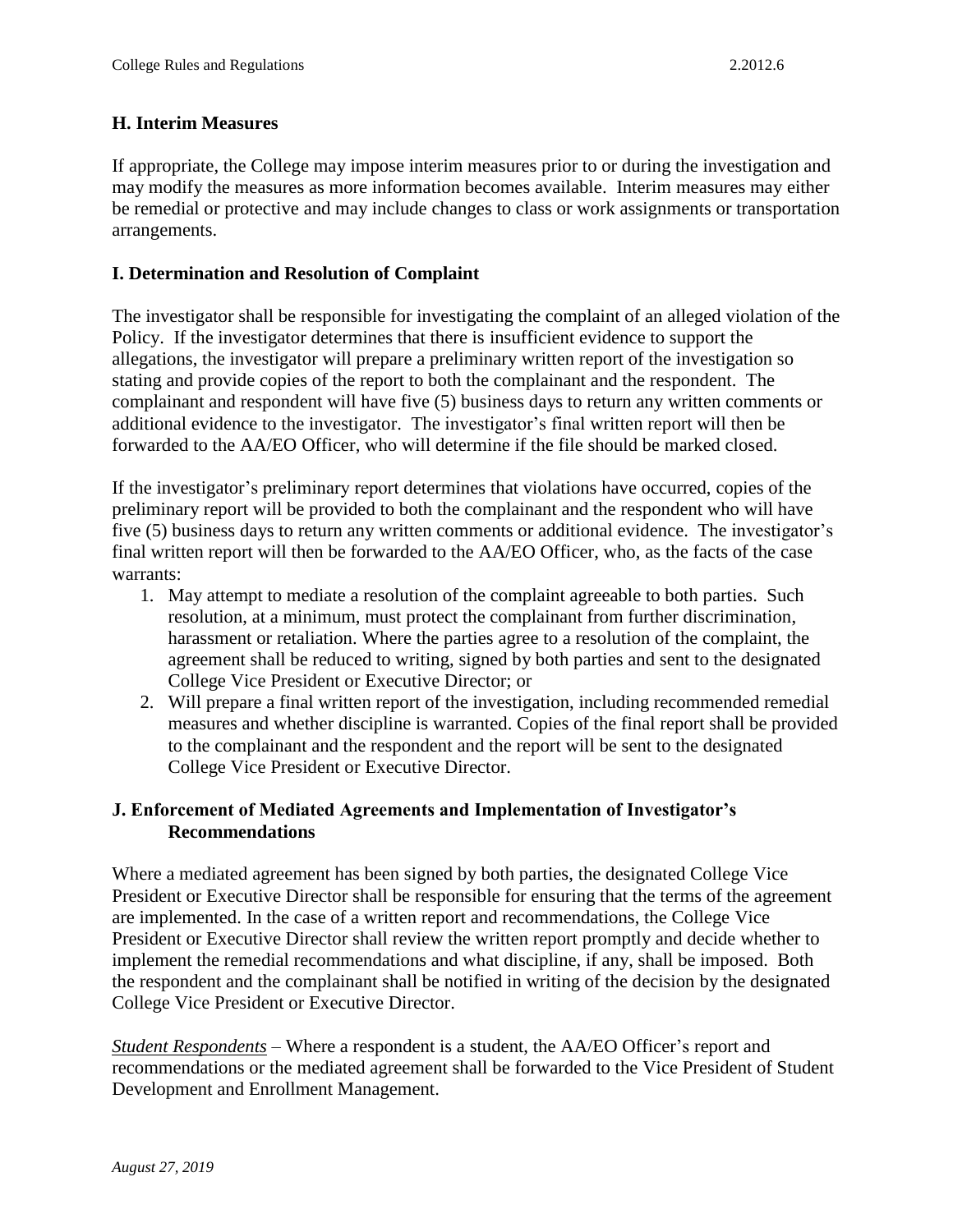### H. Interim Measures

If appropriate, the College may impose interim measures prior to or during the investigation and may modify the measures as more information becomes available. Interim measures may either be remedial or protective and may include changes to class or work assignments or transportation arrangements.

### I. Determination and Resolution of Complaint

The investigator shall be responsible for investigating the complaint of an alleged violation of the Policy. If the investigator determines that there is insufficient evidence to support the allegations, the investigator will prepare a preliminary written report of the investigation so stating and provide copies of the report to both the complainant and the respondent. The complainant and respondent will have five (5) business days to return any written comments or additional evidence to the investigator. The investigator's final written report will then be forwarded to the AA/EO Officer, who will determine if the file should be marked closed.

If the investigator's preliminary report determines that violations have occurred, copies of the preliminary report will be provided to both the complainant and the respondent who will have five (5) business days to return any written comments or additional evidence. The investigator's final written report will then be forwarded to the AA/EO Officer, who, as the facts of the case warrants:

1. May attempt to mediate a resolution of the complaint agreeable to both parties. Such resolution, at a minimum, must protect the complainant from further discrimination, harassment or retaliation. Where the parties agree to a resolution of the complaint, the agreement shall be reduced to writing, signed by both parties and sent to the designated College Vice President or Executive Director; or
2. Will prepare a final written report of the investigation, including recommended remedial measures and whether discipline is warranted. Copies of the final report shall be provided to the complainant and the respondent and the report will be sent to the designated College Vice President or Executive Director.

### J. Enforcement of Mediated Agreements and Implementation of Investigator's Recommendations

Where a mediated agreement has been signed by both parties, the designated College Vice President or Executive Director shall be responsible for ensuring that the terms of the agreement are implemented. In the case of a written report and recommendations, the College Vice President or Executive Director shall review the written report promptly and decide whether to implement the remedial recommendations and what discipline, if any, shall be imposed. Both the respondent and the complainant shall be notified in writing of the decision by the designated College Vice President or Executive Director.

*Student Respondents* – Where a respondent is a student, the AA/EO Officer's report and recommendations or the mediated agreement shall be forwarded to the Vice President of Student Development and Enrollment Management.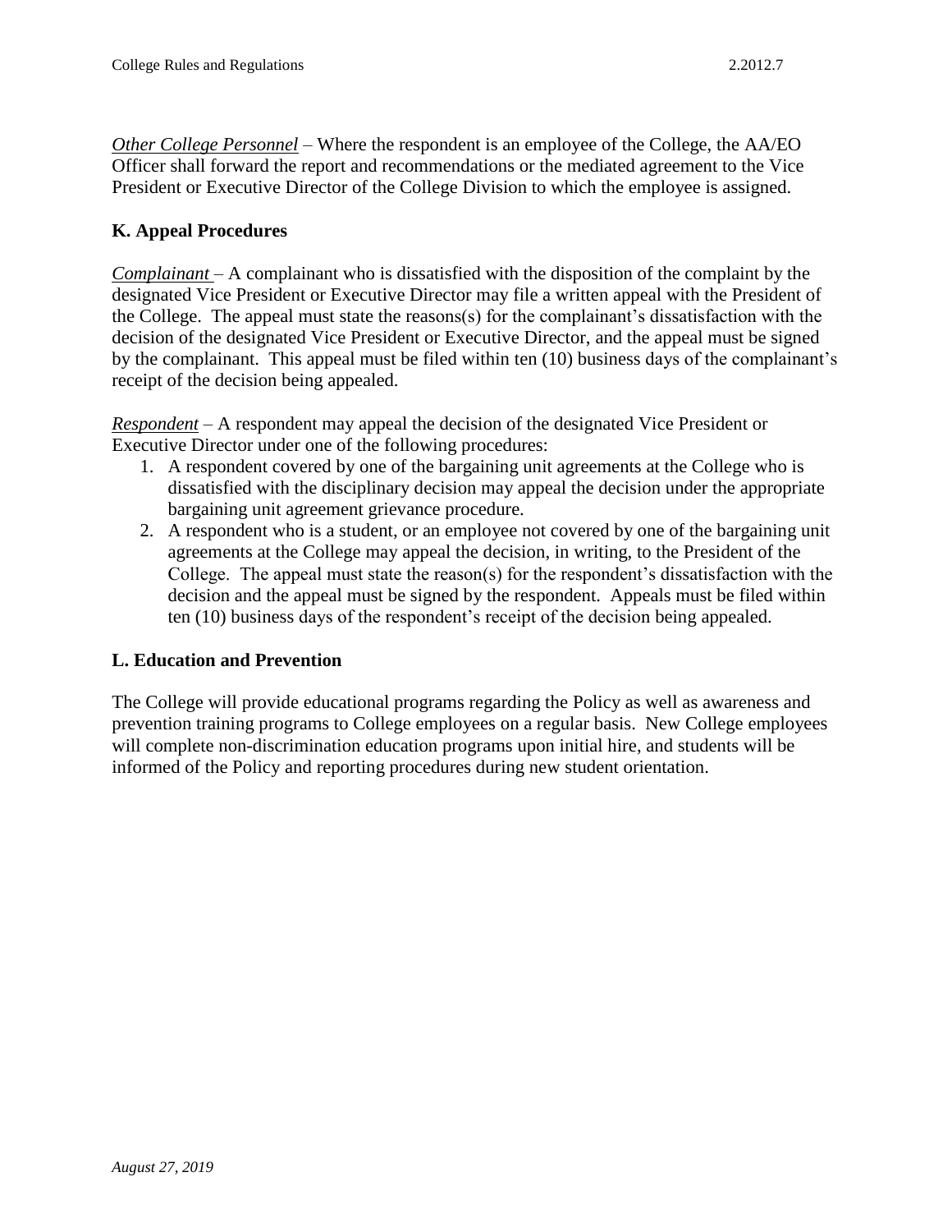*Other College Personnel* – Where the respondent is an employee of the College, the AA/EO Officer shall forward the report and recommendations or the mediated agreement to the Vice President or Executive Director of the College Division to which the employee is assigned.

## K. Appeal Procedures

*Complainant* – A complainant who is dissatisfied with the disposition of the complaint by the designated Vice President or Executive Director may file a written appeal with the President of the College. The appeal must state the reasons(s) for the complainant's dissatisfaction with the decision of the designated Vice President or Executive Director, and the appeal must be signed by the complainant. This appeal must be filed within ten (10) business days of the complainant's receipt of the decision being appealed.

*Respondent* – A respondent may appeal the decision of the designated Vice President or Executive Director under one of the following procedures:

1. A respondent covered by one of the bargaining unit agreements at the College who is dissatisfied with the disciplinary decision may appeal the decision under the appropriate bargaining unit agreement grievance procedure.
2. A respondent who is a student, or an employee not covered by one of the bargaining unit agreements at the College may appeal the decision, in writing, to the President of the College. The appeal must state the reason(s) for the respondent's dissatisfaction with the decision and the appeal must be signed by the respondent. Appeals must be filed within ten (10) business days of the respondent's receipt of the decision being appealed.

## L. Education and Prevention

The College will provide educational programs regarding the Policy as well as awareness and prevention training programs to College employees on a regular basis. New College employees will complete non-discrimination education programs upon initial hire, and students will be informed of the Policy and reporting procedures during new student orientation.